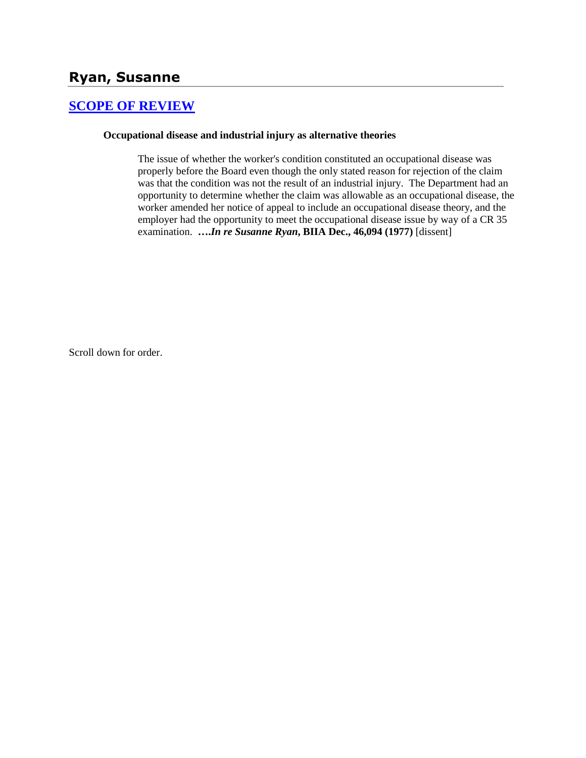## Ryan, Susanne

### SCOPE OF REVIEW

**Occupational disease and industrial injury as alternative theories**

The issue of whether the worker's condition constituted an occupational disease was properly before the Board even though the only stated reason for rejection of the claim was that the condition was not the result of an industrial injury. The Department had an opportunity to determine whether the claim was allowable as an occupational disease, the worker amended her notice of appeal to include an occupational disease theory, and the employer had the opportunity to meet the occupational disease issue by way of a CR 35 examination. ***….In re Susanne Ryan*, BIIA Dec., 46,094 (1977)** [dissent]

Scroll down for order.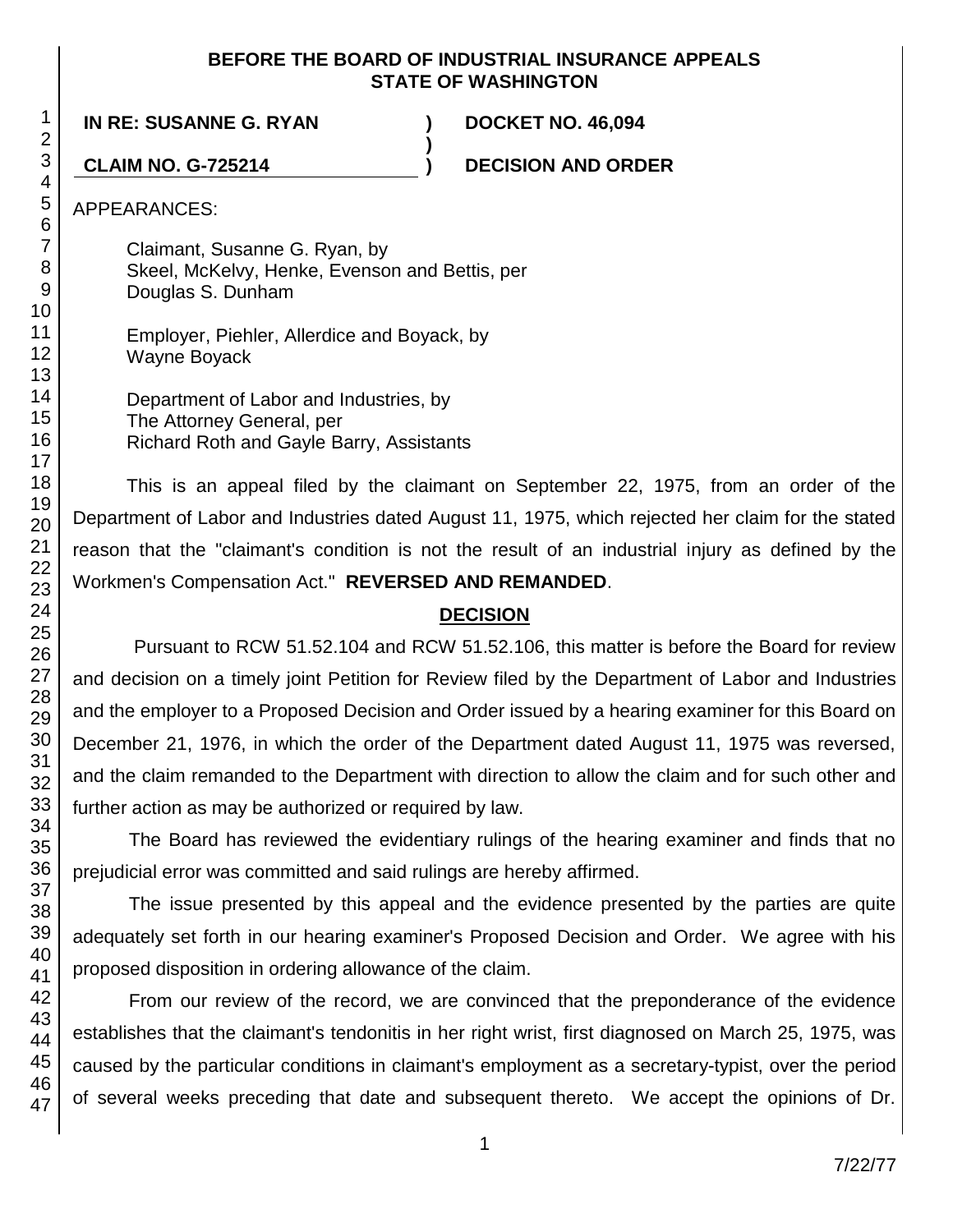**BEFORE THE BOARD OF INDUSTRIAL INSURANCE APPEALS**
**STATE OF WASHINGTON**

| | | |
|---|---|---|
| **IN RE: SUSANNE G. RYAN** | **)** | **DOCKET NO. 46,094** |
| | **)** | |
| **CLAIM NO. G-725214** | **)** | **DECISION AND ORDER** |

APPEARANCES:

Claimant, Susanne G. Ryan, by
Skeel, McKelvy, Henke, Evenson and Bettis, per
Douglas S. Dunham

Employer, Piehler, Allerdice and Boyack, by
Wayne Boyack

Department of Labor and Industries, by
The Attorney General, per
Richard Roth and Gayle Barry, Assistants

This is an appeal filed by the claimant on September 22, 1975, from an order of the Department of Labor and Industries dated August 11, 1975, which rejected her claim for the stated reason that the "claimant's condition is not the result of an industrial injury as defined by the Workmen's Compensation Act." **REVERSED AND REMANDED**.

## DECISION

Pursuant to RCW 51.52.104 and RCW 51.52.106, this matter is before the Board for review and decision on a timely joint Petition for Review filed by the Department of Labor and Industries and the employer to a Proposed Decision and Order issued by a hearing examiner for this Board on December 21, 1976, in which the order of the Department dated August 11, 1975 was reversed, and the claim remanded to the Department with direction to allow the claim and for such other and further action as may be authorized or required by law.

The Board has reviewed the evidentiary rulings of the hearing examiner and finds that no prejudicial error was committed and said rulings are hereby affirmed.

The issue presented by this appeal and the evidence presented by the parties are quite adequately set forth in our hearing examiner's Proposed Decision and Order. We agree with his proposed disposition in ordering allowance of the claim.

From our review of the record, we are convinced that the preponderance of the evidence establishes that the claimant's tendonitis in her right wrist, first diagnosed on March 25, 1975, was caused by the particular conditions in claimant's employment as a secretary-typist, over the period of several weeks preceding that date and subsequent thereto. We accept the opinions of Dr.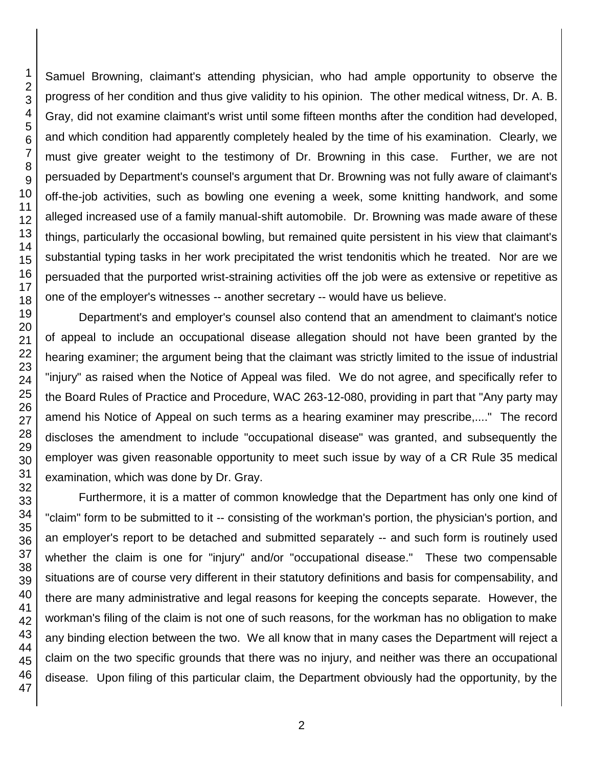Samuel Browning, claimant's attending physician, who had ample opportunity to observe the progress of her condition and thus give validity to his opinion. The other medical witness, Dr. A. B. Gray, did not examine claimant's wrist until some fifteen months after the condition had developed, and which condition had apparently completely healed by the time of his examination. Clearly, we must give greater weight to the testimony of Dr. Browning in this case. Further, we are not persuaded by Department's counsel's argument that Dr. Browning was not fully aware of claimant's off-the-job activities, such as bowling one evening a week, some knitting handwork, and some alleged increased use of a family manual-shift automobile. Dr. Browning was made aware of these things, particularly the occasional bowling, but remained quite persistent in his view that claimant's substantial typing tasks in her work precipitated the wrist tendonitis which he treated. Nor are we persuaded that the purported wrist-straining activities off the job were as extensive or repetitive as one of the employer's witnesses -- another secretary -- would have us believe.

Department's and employer's counsel also contend that an amendment to claimant's notice of appeal to include an occupational disease allegation should not have been granted by the hearing examiner; the argument being that the claimant was strictly limited to the issue of industrial "injury" as raised when the Notice of Appeal was filed. We do not agree, and specifically refer to the Board Rules of Practice and Procedure, WAC 263-12-080, providing in part that "Any party may amend his Notice of Appeal on such terms as a hearing examiner may prescribe,...." The record discloses the amendment to include "occupational disease" was granted, and subsequently the employer was given reasonable opportunity to meet such issue by way of a CR Rule 35 medical examination, which was done by Dr. Gray.

Furthermore, it is a matter of common knowledge that the Department has only one kind of "claim" form to be submitted to it -- consisting of the workman's portion, the physician's portion, and an employer's report to be detached and submitted separately -- and such form is routinely used whether the claim is one for "injury" and/or "occupational disease." These two compensable situations are of course very different in their statutory definitions and basis for compensability, and there are many administrative and legal reasons for keeping the concepts separate. However, the workman's filing of the claim is not one of such reasons, for the workman has no obligation to make any binding election between the two. We all know that in many cases the Department will reject a claim on the two specific grounds that there was no injury, and neither was there an occupational disease. Upon filing of this particular claim, the Department obviously had the opportunity, by the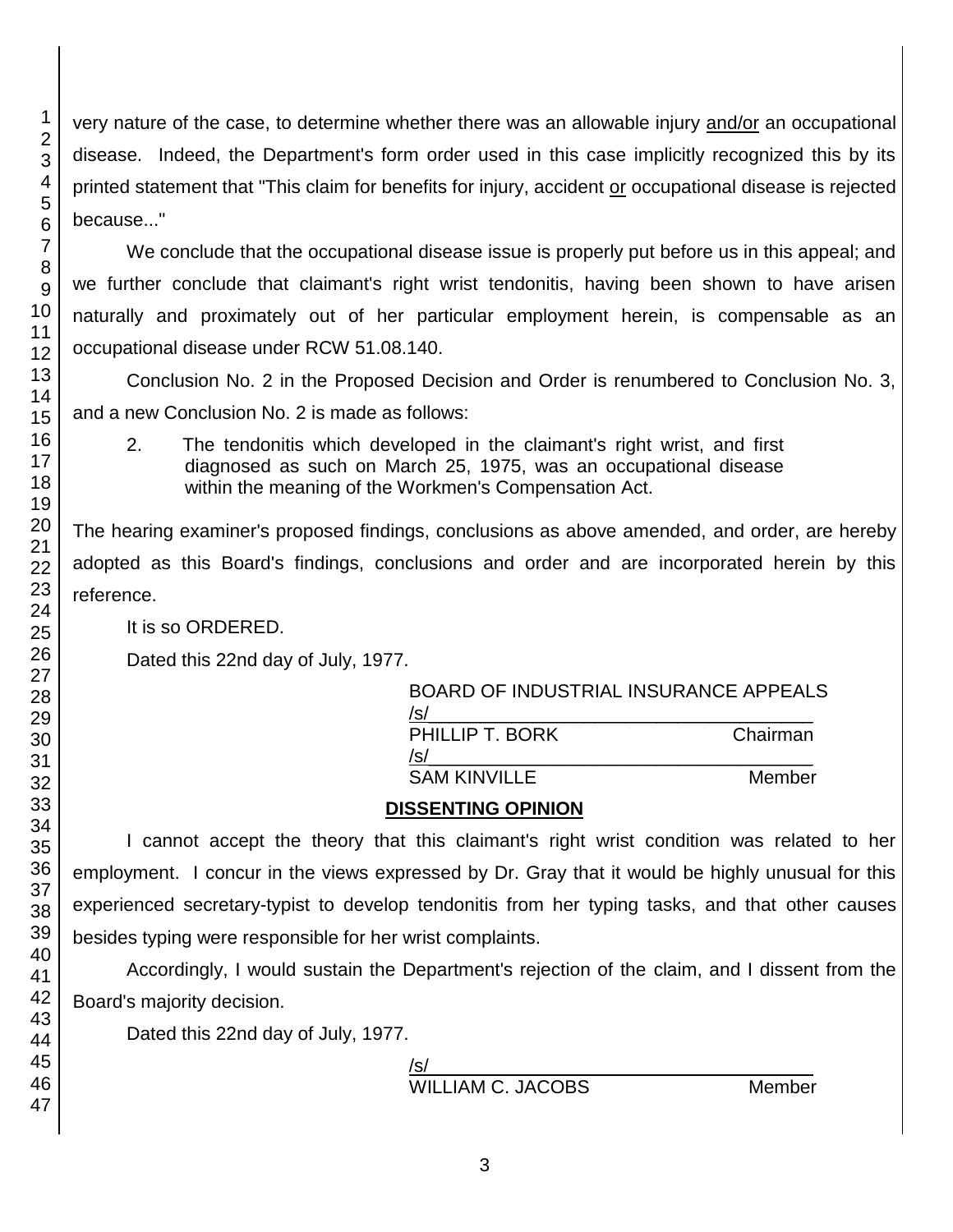very nature of the case, to determine whether there was an allowable injury and/or an occupational disease. Indeed, the Department's form order used in this case implicitly recognized this by its printed statement that "This claim for benefits for injury, accident or occupational disease is rejected because..."

We conclude that the occupational disease issue is properly put before us in this appeal; and we further conclude that claimant's right wrist tendonitis, having been shown to have arisen naturally and proximately out of her particular employment herein, is compensable as an occupational disease under RCW 51.08.140.

Conclusion No. 2 in the Proposed Decision and Order is renumbered to Conclusion No. 3, and a new Conclusion No. 2 is made as follows:

> 2. The tendonitis which developed in the claimant's right wrist, and first diagnosed as such on March 25, 1975, was an occupational disease within the meaning of the Workmen's Compensation Act.

The hearing examiner's proposed findings, conclusions as above amended, and order, are hereby adopted as this Board's findings, conclusions and order and are incorporated herein by this reference.

It is so ORDERED.

Dated this 22nd day of July, 1977.

BOARD OF INDUSTRIAL INSURANCE APPEALS

/s/
PHILLIP T. BORK, Chairman

/s/
SAM KINVILLE, Member

**DISSENTING OPINION**

I cannot accept the theory that this claimant's right wrist condition was related to her employment. I concur in the views expressed by Dr. Gray that it would be highly unusual for this experienced secretary-typist to develop tendonitis from her typing tasks, and that other causes besides typing were responsible for her wrist complaints.

Accordingly, I would sustain the Department's rejection of the claim, and I dissent from the Board's majority decision.

Dated this 22nd day of July, 1977.

/s/
WILLIAM C. JACOBS, Member